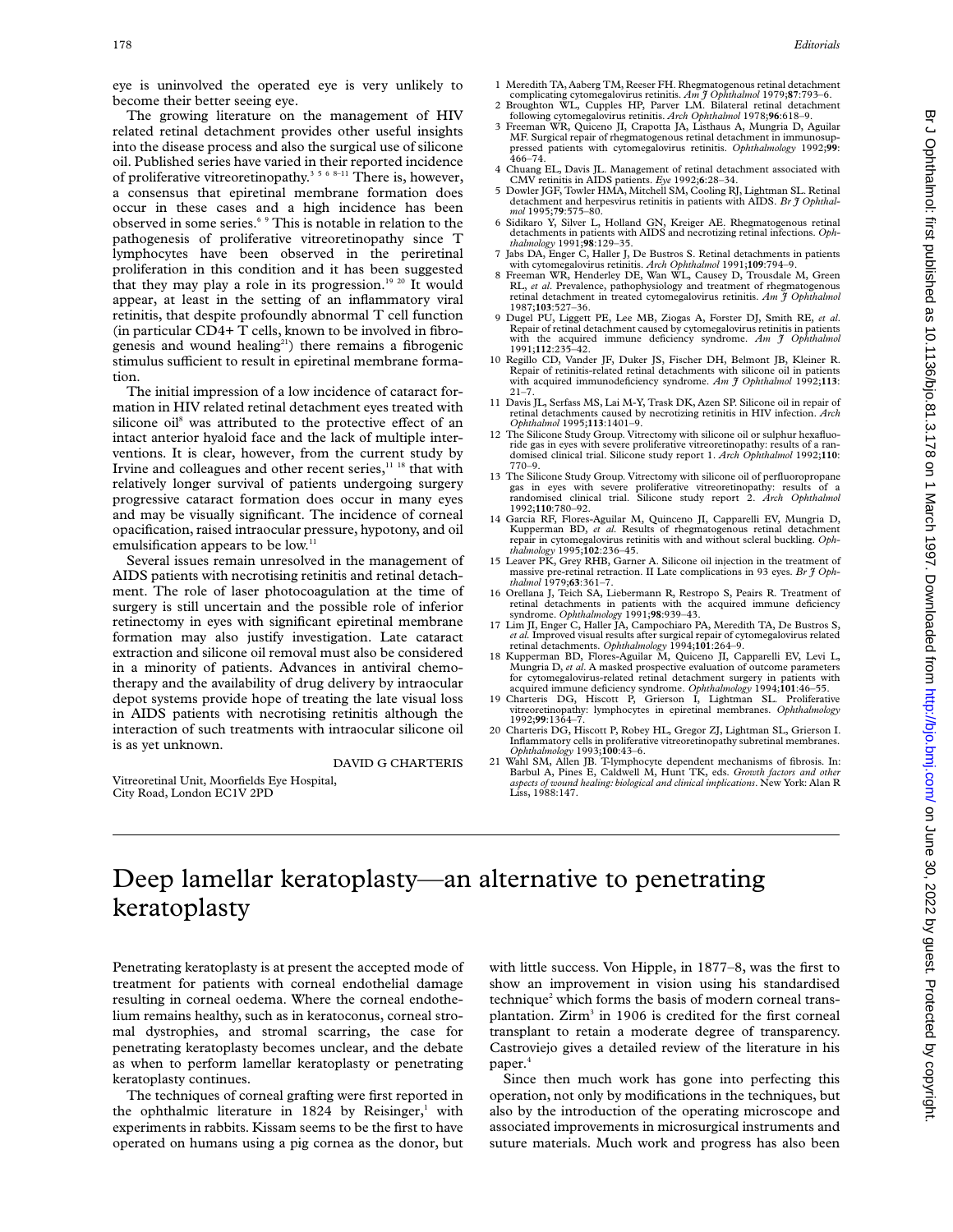eye is uninvolved the operated eye is very unlikely to become their better seeing eye.

The growing literature on the management of HIV related retinal detachment provides other useful insights into the disease process and also the surgical use of silicone oil. Published series have varied in their reported incidence of proliferative vitreoretinopathy.[3 5 6 8–11] There is, however, a consensus that epiretinal membrane formation does occur in these cases and a high incidence has been observed in some series.[6 9] This is notable in relation to the pathogenesis of proliferative vitreoretinopathy since T lymphocytes have been observed in the periretinal proliferation in this condition and it has been suggested that they may play a role in its progression.[19 20] It would appear, at least in the setting of an inflammatory viral retinitis, that despite profoundly abnormal T cell function (in particular CD4+ T cells, known to be involved in fibrogenesis and wound healing[21]) there remains a fibrogenic stimulus sufficient to result in epiretinal membrane formation.

The initial impression of a low incidence of cataract formation in HIV related retinal detachment eyes treated with silicone oil[8] was attributed to the protective effect of an intact anterior hyaloid face and the lack of multiple interventions. It is clear, however, from the current study by Irvine and colleagues and other recent series,[11 18] that with relatively longer survival of patients undergoing surgery progressive cataract formation does occur in many eyes and may be visually significant. The incidence of corneal opacification, raised intraocular pressure, hypotony, and oil emulsification appears to be low.[11]

Several issues remain unresolved in the management of AIDS patients with necrotising retinitis and retinal detachment. The role of laser photocoagulation at the time of surgery is still uncertain and the possible role of inferior retinectomy in eyes with significant epiretinal membrane formation may also justify investigation. Late cataract extraction and silicone oil removal must also be considered in a minority of patients. Advances in antiviral chemotherapy and the availability of drug delivery by intraocular depot systems provide hope of treating the late visual loss in AIDS patients with necrotising retinitis although the interaction of such treatments with intraocular silicone oil is as yet unknown.

DAVID G CHARTERIS

Vitreoretinal Unit, Moorfields Eye Hospital,
City Road, London EC1V 2PD

1 Meredith TA, Aaberg TM, Reeser FH. Rhegmatogenous retinal detachment complicating cytomegalovirus retinitis. *Am J Ophthalmol* 1979;**87**:793–6.
2 Broughton WL, Cupples HP, Parver LM. Bilateral retinal detachment following cytomegalovirus retinitis. *Arch Ophthalmol* 1978;**96**:618–9.
3 Freeman WR, Quiceno JI, Crapotta JA, Listhaus A, Mungria D, Aguilar MF. Surgical repair of rhegmatogenous retinal detachment in immunosuppressed patients with cytomegalovirus retinitis. *Ophthalmology* 1992;**99**: 466–74.
4 Chuang EL, Davis JL. Management of retinal detachment associated with CMV retinitis in AIDS patients. *Eye* 1992;**6**:28–34.
5 Dowler JGF, Towler HMA, Mitchell SM, Cooling RJ, Lightman SL. Retinal detachment and herpesvirus retinitis in patients with AIDS. *Br J Ophthalmol* 1995;**79**:575–80.
6 Sidikaro Y, Silver L, Holland GN, Kreiger AE. Rhegmatogenous retinal detachments in patients with AIDS and necrotizing retinal infections. *Ophthalmology* 1991;**98**:129–35.
7 Jabs DA, Enger C, Haller J, De Bustros S. Retinal detachments in patients with cytomegalovirus retinitis. *Arch Ophthalmol* 1991;**109**:794–9.
8 Freeman WR, Henderley DE, Wan WL, Causey D, Trousdale M, Green RL, *et al*. Prevalence, pathophysiology and treatment of rhegmatogenous retinal detachment in treated cytomegalovirus retinitis. *Am J Ophthalmol* 1987;**103**:527–36.
9 Dugel PU, Liggett PE, Lee MB, Ziogas A, Forster DJ, Smith RE, *et al*. Repair of retinal detachment caused by cytomegalovirus retinitis in patients with the acquired immune deficiency syndrome. *Am J Ophthalmol* 1991;**112**:235–42.
10 Regillo CD, Vander JF, Duker JS, Fischer DH, Belmont JB, Kleiner R. Repair of retinitis-related retinal detachments with silicone oil in patients with acquired immunodeficiency syndrome. *Am J Ophthalmol* 1992;**113**: 21–7.
11 Davis JL, Serfass MS, Lai M-Y, Trask DK, Azen SP. Silicone oil in repair of retinal detachments caused by necrotizing retinitis in HIV infection. *Arch Ophthalmol* 1995;**113**:1401–9.
12 The Silicone Study Group. Vitrectomy with silicone oil or sulphur hexafluoride gas in eyes with severe proliferative vitreoretinopathy: results of a randomised clinical trial. Silicone study report 1. *Arch Ophthalmol* 1992;**110**: 770–9.
13 The Silicone Study Group. Vitrectomy with silicone oil of perfluoropropane gas in eyes with severe proliferative vitreoretinopathy: results of a randomised clinical trial. Silicone study report 2. *Arch Ophthalmol* 1992;**110**:780–92.
14 Garcia RF, Flores-Aguilar M, Quinceno JI, Capparelli EV, Mungria D, Kupperman BD, *et al*. Results of rhegmatogenous retinal detachment repair in cytomegalovirus retinitis with and without scleral buckling. *Ophthalmology* 1995;**102**:236–45.
15 Leaver PK, Grey RHB, Garner A. Silicone oil injection in the treatment of massive pre-retinal retraction. II Late complications in 93 eyes. *Br J Ophthalmol* 1979;**63**:361–7.
16 Orellana J, Teich SA, Liebermann R, Restropo S, Peairs R. Treatment of retinal detachments in patients with the acquired immune deficiency syndrome. *Ophthalmology* 1991;**98**:939–43.
17 Lim JI, Enger C, Haller JA, Campochiaro PA, Meredith TA, De Bustros S, *et al*. Improved visual results after surgical repair of cytomegalovirus related retinal detachments. *Ophthalmology* 1994;**101**:264–9.
18 Kupperman BD, Flores-Aguilar M, Quiceno JI, Capparelli EV, Levi L, Mungria D, *et al*. A masked prospective evaluation of outcome parameters for cytomegalovirus-related retinal detachment surgery in patients with acquired immune deficiency syndrome. *Ophthalmology* 1994;**101**:46–55.
19 Charteris DG, Hiscott P, Grierson I, Lightman SL. Proliferative vitreoretinopathy: lymphocytes in epiretinal membranes. *Ophthalmology* 1992;**99**:1364–7.
20 Charteris DG, Hiscott P, Robey HL, Gregor ZJ, Lightman SL, Grierson I. Inflammatory cells in proliferative vitreoretinopathy subretinal membranes. *Ophthalmology* 1993;**100**:43–6.
21 Wahl SM, Allen JB. T-lymphocyte dependent mechanisms of fibrosis. In: Barbul A, Pines E, Caldwell M, Hunt TK, eds. *Growth factors and other aspects of wound healing: biological and clinical implications*. New York: Alan R Liss, 1988:147.

# Deep lamellar keratoplasty—an alternative to penetrating keratoplasty

Penetrating keratoplasty is at present the accepted mode of treatment for patients with corneal endothelial damage resulting in corneal oedema. Where the corneal endothelium remains healthy, such as in keratoconus, corneal stromal dystrophies, and stromal scarring, the case for penetrating keratoplasty becomes unclear, and the debate as when to perform lamellar keratoplasty or penetrating keratoplasty continues.

The techniques of corneal grafting were first reported in the ophthalmic literature in 1824 by Reisinger,[1] with experiments in rabbits. Kissam seems to be the first to have operated on humans using a pig cornea as the donor, but with little success. Von Hipple, in 1877–8, was the first to show an improvement in vision using his standardised technique[2] which forms the basis of modern corneal transplantation. Zirm[3] in 1906 is credited for the first corneal transplant to retain a moderate degree of transparency. Castroviejo gives a detailed review of the literature in his paper.[4]

Since then much work has gone into perfecting this operation, not only by modifications in the techniques, but also by the introduction of the operating microscope and associated improvements in microsurgical instruments and suture materials. Much work and progress has also been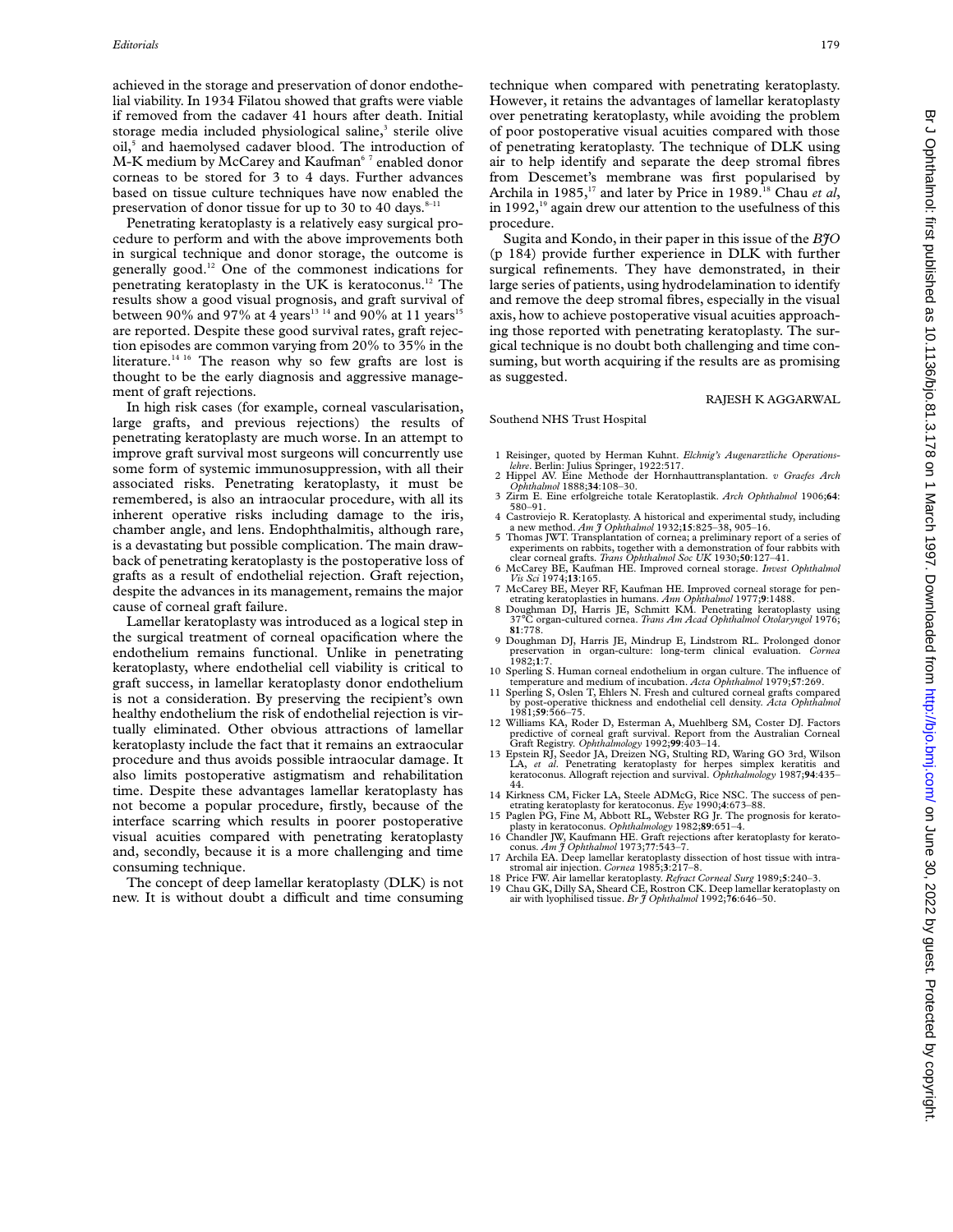achieved in the storage and preservation of donor endothelial viability. In 1934 Filatou showed that grafts were viable if removed from the cadaver 41 hours after death. Initial storage media included physiological saline,[3] sterile olive oil,[5] and haemolysed cadaver blood. The introduction of M-K medium by McCarey and Kaufman[6 7] enabled donor corneas to be stored for 3 to 4 days. Further advances based on tissue culture techniques have now enabled the preservation of donor tissue for up to 30 to 40 days.[8–11]

Penetrating keratoplasty is a relatively easy surgical procedure to perform and with the above improvements both in surgical technique and donor storage, the outcome is generally good.[12] One of the commonest indications for penetrating keratoplasty in the UK is keratoconus.[12] The results show a good visual prognosis, and graft survival of between 90% and 97% at 4 years[13 14] and 90% at 11 years[15] are reported. Despite these good survival rates, graft rejection episodes are common varying from 20% to 35% in the literature.[14 16] The reason why so few grafts are lost is thought to be the early diagnosis and aggressive management of graft rejections.

In high risk cases (for example, corneal vascularisation, large grafts, and previous rejections) the results of penetrating keratoplasty are much worse. In an attempt to improve graft survival most surgeons will concurrently use some form of systemic immunosuppression, with all their associated risks. Penetrating keratoplasty, it must be remembered, is also an intraocular procedure, with all its inherent operative risks including damage to the iris, chamber angle, and lens. Endophthalmitis, although rare, is a devastating but possible complication. The main drawback of penetrating keratoplasty is the postoperative loss of grafts as a result of endothelial rejection. Graft rejection, despite the advances in its management, remains the major cause of corneal graft failure.

Lamellar keratoplasty was introduced as a logical step in the surgical treatment of corneal opacification where the endothelium remains functional. Unlike in penetrating keratoplasty, where endothelial cell viability is critical to graft success, in lamellar keratoplasty donor endothelium is not a consideration. By preserving the recipient's own healthy endothelium the risk of endothelial rejection is virtually eliminated. Other obvious attractions of lamellar keratoplasty include the fact that it remains an extraocular procedure and thus avoids possible intraocular damage. It also limits postoperative astigmatism and rehabilitation time. Despite these advantages lamellar keratoplasty has not become a popular procedure, firstly, because of the interface scarring which results in poorer postoperative visual acuities compared with penetrating keratoplasty and, secondly, because it is a more challenging and time consuming technique.

The concept of deep lamellar keratoplasty (DLK) is not new. It is without doubt a difficult and time consuming technique when compared with penetrating keratoplasty. However, it retains the advantages of lamellar keratoplasty over penetrating keratoplasty, while avoiding the problem of poor postoperative visual acuities compared with those of penetrating keratoplasty. The technique of DLK using air to help identify and separate the deep stromal fibres from Descemet's membrane was first popularised by Archila in 1985,[17] and later by Price in 1989.[18] Chau *et al*, in 1992,[19] again drew our attention to the usefulness of this procedure.

Sugita and Kondo, in their paper in this issue of the *BJO* (p 184) provide further experience in DLK with further surgical refinements. They have demonstrated, in their large series of patients, using hydrodelamination to identify and remove the deep stromal fibres, especially in the visual axis, how to achieve postoperative visual acuities approaching those reported with penetrating keratoplasty. The surgical technique is no doubt both challenging and time consuming, but worth acquiring if the results are as promising as suggested.

RAJESH K AGGARWAL

Southend NHS Trust Hospital

1 Reisinger, quoted by Herman Kuhnt. *Elchnig's Augenarztliche Operationslehre*. Berlin: Julius Springer, 1922:517.
2 Hippel AV. Eine Methode der Hornhauttransplantation. *v Graefes Arch Ophthalmol* 1888;**34**:108–30.
3 Zirm E. Eine erfolgreiche totale Keratoplastik. *Arch Ophthalmol* 1906;**64**: 580–91.
4 Castroviejo R. Keratoplasty. A historical and experimental study, including a new method. *Am J Ophthalmol* 1932;**15**:825–38, 905–16.
5 Thomas JWT. Transplantation of cornea; a preliminary report of a series of experiments on rabbits, together with a demonstration of four rabbits with clear corneal grafts. *Trans Ophthalmol Soc UK* 1930;**50**:127–41.
6 McCarey BE, Kaufman HE. Improved corneal storage. *Invest Ophthalmol Vis Sci* 1974;**13**:165.
7 McCarey BE, Meyer RF, Kaufman HE. Improved corneal storage for penetrating keratoplasties in humans. *Ann Ophthalmol* 1977;**9**:1488.
8 Doughman DJ, Harris JE, Schmitt KM. Penetrating keratoplasty using 37°C organ-cultured cornea. *Trans Am Acad Ophthalmol Otolaryngol* 1976; **81**:778.
9 Doughman DJ, Harris JE, Mindrup E, Lindstrom RL. Prolonged donor preservation in organ-culture: long-term clinical evaluation. *Cornea* 1982;**1**:7.
10 Sperling S. Human corneal endothelium in organ culture. The influence of temperature and medium of incubation. *Acta Ophthalmol* 1979;**57**:269.
11 Sperling S, Oslen T, Ehlers N. Fresh and cultured corneal grafts compared by post-operative thickness and endothelial cell density. *Acta Ophthalmol* 1981;**59**:566–75.
12 Williams KA, Roder D, Esterman A, Muehlberg SM, Coster DJ. Factors predictive of corneal graft survival. Report from the Australian Corneal Graft Registry. *Ophthalmology* 1992;**99**:403–14.
13 Epstein RJ, Seedor JA, Dreizen NG, Stulting RD, Waring GO 3rd, Wilson LA, *et al*. Penetrating keratoplasty for herpes simplex keratitis and keratoconus. Allograft rejection and survival. *Ophthalmology* 1987;**94**:435–44.
14 Kirkness CM, Ficker LA, Steele ADMcG, Rice NSC. The success of penetrating keratoplasty for keratoconus. *Eye* 1990;**4**:673–88.
15 Paglen PG, Fine M, Abbott RL, Webster RG Jr. The prognosis for keratoplasty in keratoconus. *Ophthalmology* 1982;**89**:651–4.
16 Chandler JW, Kaufmann HE. Graft rejections after keratoplasty for keratoconus. *Am J Ophthalmol* 1973;**77**:543–7.
17 Archila EA. Deep lamellar keratoplasty dissection of host tissue with intrastromal air injection. *Cornea* 1985;**3**:217–8.
18 Price FW. Air lamellar keratoplasty. *Refract Corneal Surg* 1989;**5**:240–3.
19 Chau GK, Dilly SA, Sheard CE, Rostron CK. Deep lamellar keratoplasty on air with lyophilised tissue. *Br J Ophthalmol* 1992;**76**:646–50.